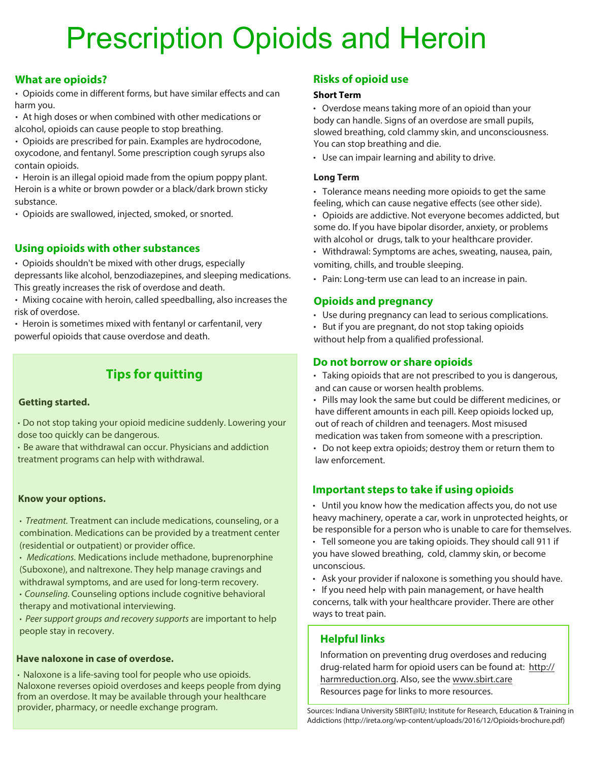# Prescription Opioids and Heroin

## What are opioids?

- Opioids come in different forms, but have similar effects and can harm you.
- At high doses or when combined with other medications or alcohol, opioids can cause people to stop breathing.
- Opioids are prescribed for pain. Examples are hydrocodone, oxycodone, and fentanyl. Some prescription cough syrups also contain opioids.
- Heroin is an illegal opioid made from the opium poppy plant. Heroin is a white or brown powder or a black/dark brown sticky substance.
- Opioids are swallowed, injected, smoked, or snorted.

## Using opioids with other substances

- Opioids shouldn't be mixed with other drugs, especially depressants like alcohol, benzodiazepines, and sleeping medications. This greatly increases the risk of overdose and death.
- Mixing cocaine with heroin, called speedballing, also increases the risk of overdose.
- Heroin is sometimes mixed with fentanyl or carfentanil, very powerful opioids that cause overdose and death.

## Tips for quitting

### Getting started.

- Do not stop taking your opioid medicine suddenly. Lowering your dose too quickly can be dangerous.
- Be aware that withdrawal can occur. Physicians and addiction treatment programs can help with withdrawal.

### Know your options.

- *Treatment.* Treatment can include medications, counseling, or a combination. Medications can be provided by a treatment center (residential or outpatient) or provider office.
- *Medications.* Medications include methadone, buprenorphine (Suboxone), and naltrexone. They help manage cravings and withdrawal symptoms, and are used for long-term recovery.
- *Counseling.* Counseling options include cognitive behavioral therapy and motivational interviewing.
- *Peer support groups and recovery supports* are important to help people stay in recovery.

### Have naloxone in case of overdose.

- Naloxone is a life-saving tool for people who use opioids. Naloxone reverses opioid overdoses and keeps people from dying from an overdose. It may be available through your healthcare provider, pharmacy, or needle exchange program.

## Risks of opioid use

### Short Term

- Overdose means taking more of an opioid than your body can handle. Signs of an overdose are small pupils, slowed breathing, cold clammy skin, and unconsciousness. You can stop breathing and die.
- Use can impair learning and ability to drive.

### Long Term

- Tolerance means needing more opioids to get the same feeling, which can cause negative effects (see other side).
- Opioids are addictive. Not everyone becomes addicted, but some do. If you have bipolar disorder, anxiety, or problems with alcohol or drugs, talk to your healthcare provider.
- Withdrawal: Symptoms are aches, sweating, nausea, pain, vomiting, chills, and trouble sleeping.
- Pain: Long-term use can lead to an increase in pain.

## Opioids and pregnancy

- Use during pregnancy can lead to serious complications.
- But if you are pregnant, do not stop taking opioids without help from a qualified professional.

## Do not borrow or share opioids

- Taking opioids that are not prescribed to you is dangerous, and can cause or worsen health problems.
- Pills may look the same but could be different medicines, or have different amounts in each pill. Keep opioids locked up, out of reach of children and teenagers. Most misused medication was taken from someone with a prescription.
- Do not keep extra opioids; destroy them or return them to law enforcement.

## Important steps to take if using opioids

- Until you know how the medication affects you, do not use heavy machinery, operate a car, work in unprotected heights, or be responsible for a person who is unable to care for themselves.
- Tell someone you are taking opioids. They should call 911 if you have slowed breathing, cold, clammy skin, or become unconscious.
- Ask your provider if naloxone is something you should have.
- If you need help with pain management, or have health concerns, talk with your healthcare provider. There are other ways to treat pain.

## Helpful links

Information on preventing drug overdoses and reducing drug-related harm for opioid users can be found at: http://harmreduction.org. Also, see the www.sbirt.care Resources page for links to more resources.

Sources: Indiana University SBIRT@IU; Institute for Research, Education & Training in Addictions (http://ireta.org/wp-content/uploads/2016/12/Opioids-brochure.pdf)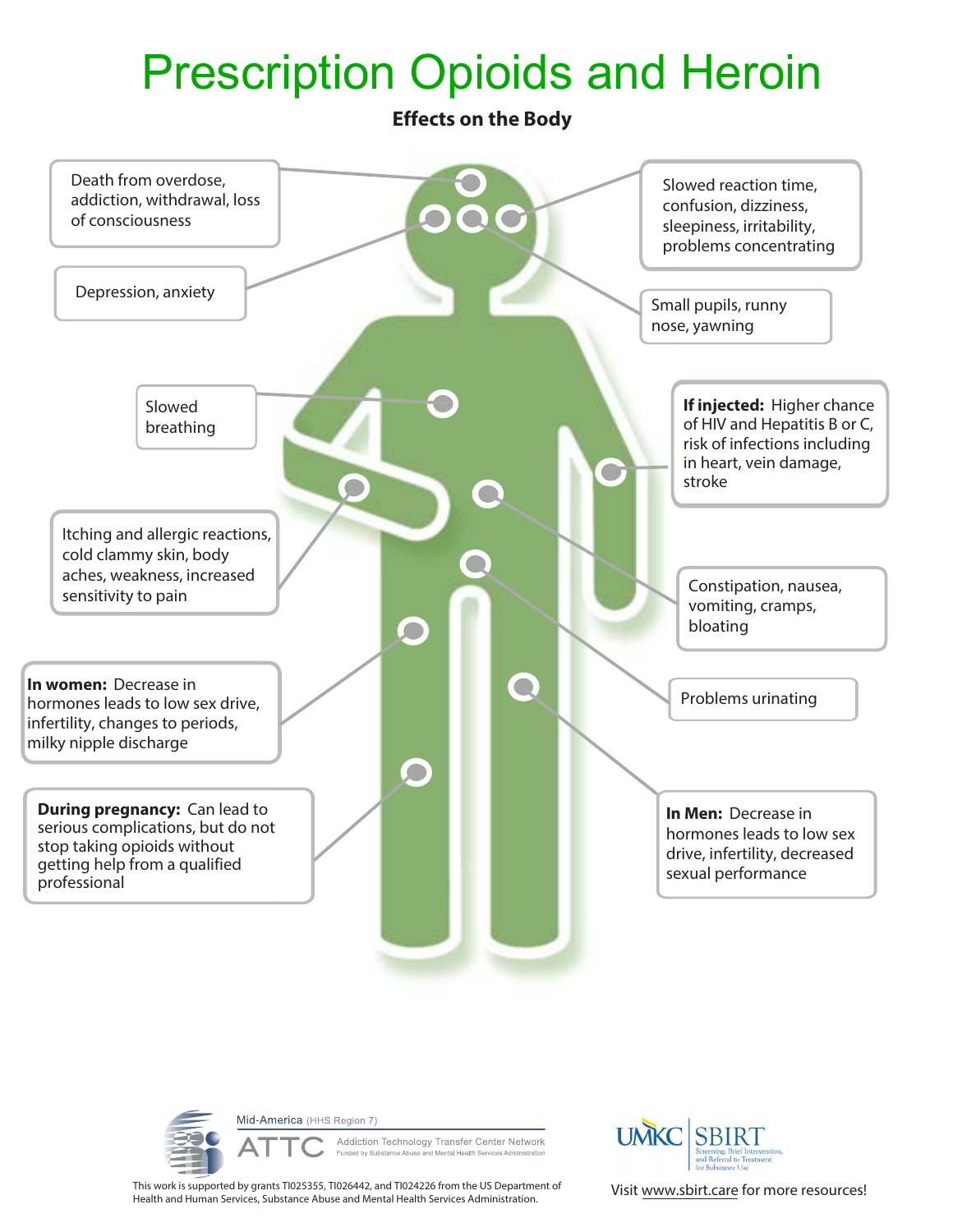# Prescription Opioids and Heroin

**Effects on the Body**

Death from overdose, addiction, withdrawal, loss of consciousness

Depression, anxiety

Slowed reaction time, confusion, dizziness, sleepiness, irritability, problems concentrating

Small pupils, runny nose, yawning

Slowed breathing

**If injected:** Higher chance of HIV and Hepatitis B or C, risk of infections including in heart, vein damage, stroke

Itching and allergic reactions, cold clammy skin, body aches, weakness, increased sensitivity to pain

Constipation, nausea, vomiting, cramps, bloating

Problems urinating

**In women:** Decrease in hormones leads to low sex drive, infertility, changes to periods, milky nipple discharge

**During pregnancy:** Can lead to serious complications, but do not stop taking opioids without getting help from a qualified professional

**In Men:** Decrease in hormones leads to low sex drive, infertility, decreased sexual performance

Mid-America (HHS Region 7)
ATTC Addiction Technology Transfer Center Network
Funded by Substance Abuse and Mental Health Services Administration

UMKC SBIRT Screening, Brief Intervention, and Referral to Treatment for Substance Use

This work is supported by grants TI025355, TI026442, and TI024226 from the US Department of Health and Human Services, Substance Abuse and Mental Health Services Administration.

Visit www.sbirt.care for more resources!